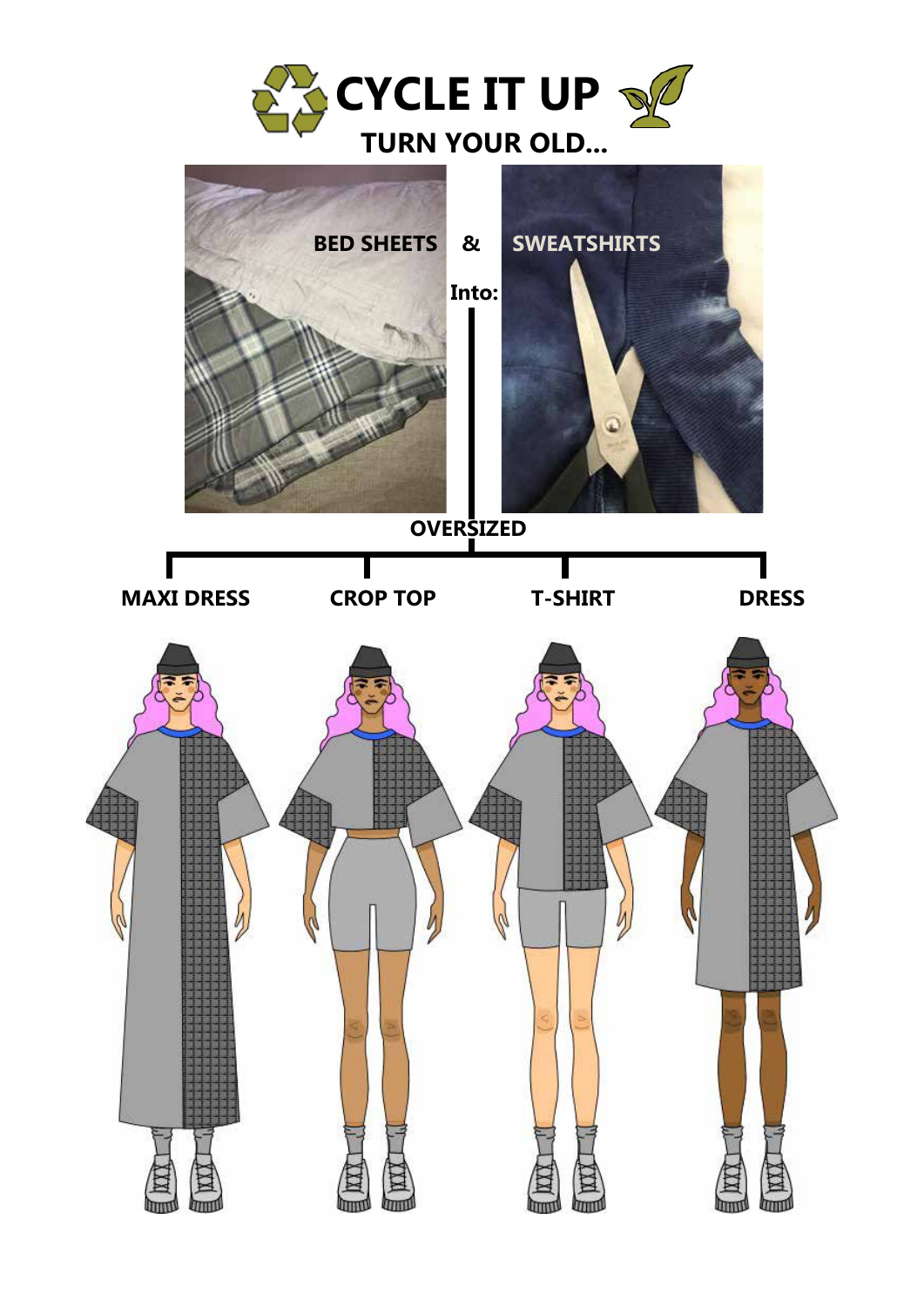# CYCLE IT UP

## TURN YOUR OLD...

BED SHEETS & SWEATSHIRTS

Into:

OVERSIZED

MAXI DRESS

CROP TOP

T-SHIRT

DRESS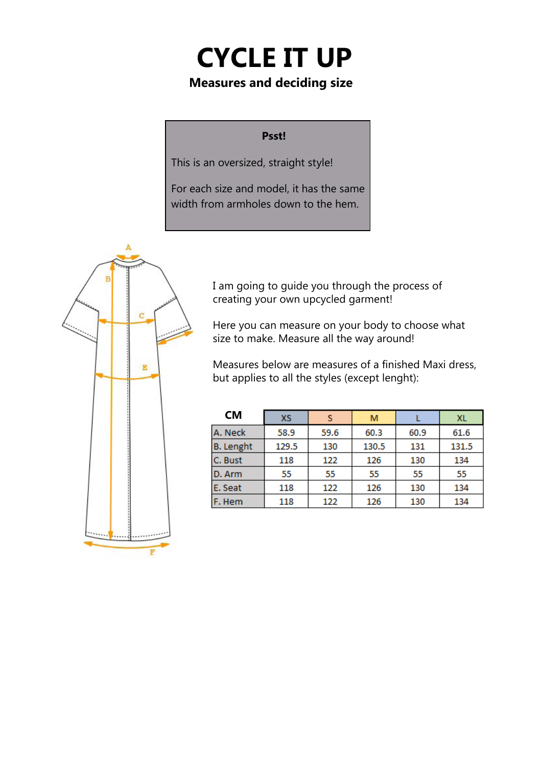# CYCLE IT UP

## Measures and deciding size

**Psst!**

This is an oversized, straight style!

For each size and model, it has the same width from armholes down to the hem.

I am going to guide you through the process of creating your own upcycled garment!

Here you can measure on your body to choose what size to make. Measure all the way around!

Measures below are measures of a finished Maxi dress, but applies to all the styles (except lenght):

| CM | XS | S | M | L | XL |
|---|---|---|---|---|---|
| A. Neck | 58.9 | 59.6 | 60.3 | 60.9 | 61.6 |
| B. Lenght | 129.5 | 130 | 130.5 | 131 | 131.5 |
| C. Bust | 118 | 122 | 126 | 130 | 134 |
| D. Arm | 55 | 55 | 55 | 55 | 55 |
| E. Seat | 118 | 122 | 126 | 130 | 134 |
| F. Hem | 118 | 122 | 126 | 130 | 134 |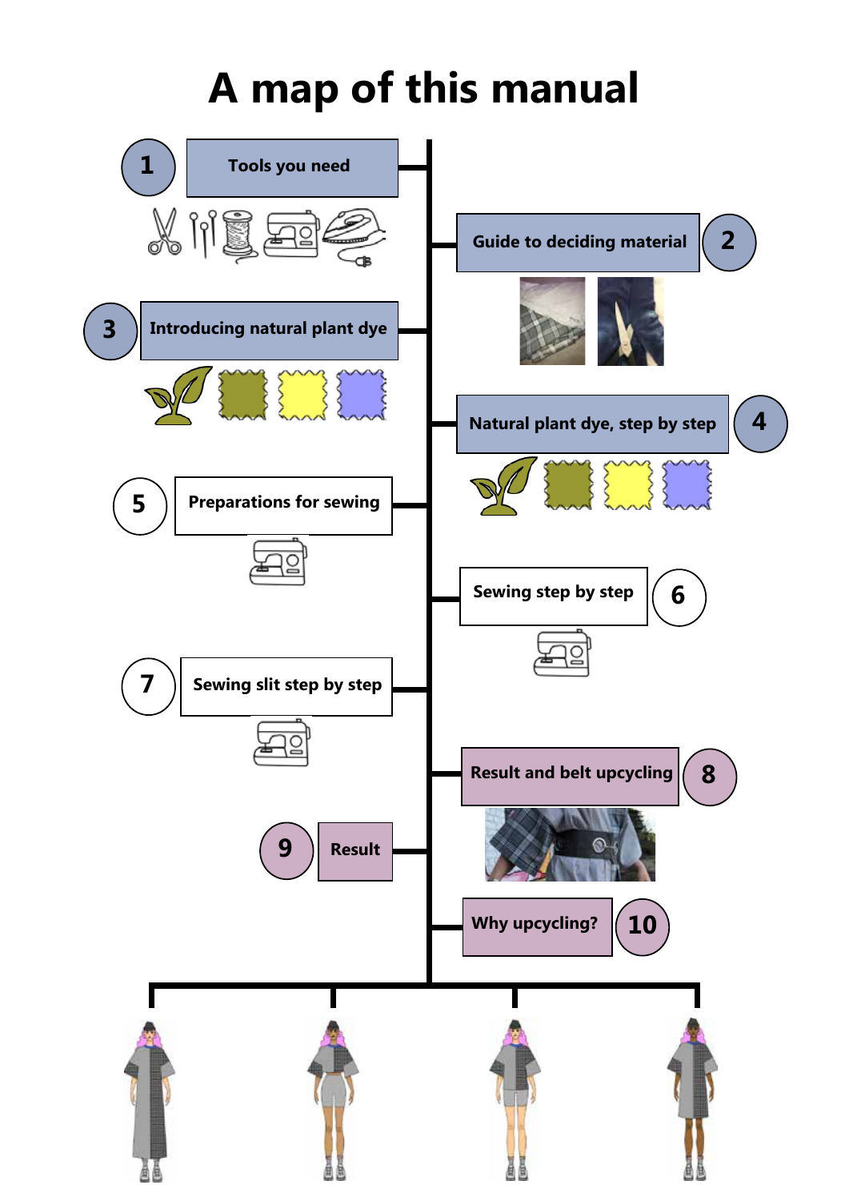# A map of this manual

1. Tools you need
2. Guide to deciding material
3. Introducing natural plant dye
4. Natural plant dye, step by step
5. Preparations for sewing
6. Sewing step by step
7. Sewing slit step by step
8. Result and belt upcycling
9. Result
10. Why upcycling?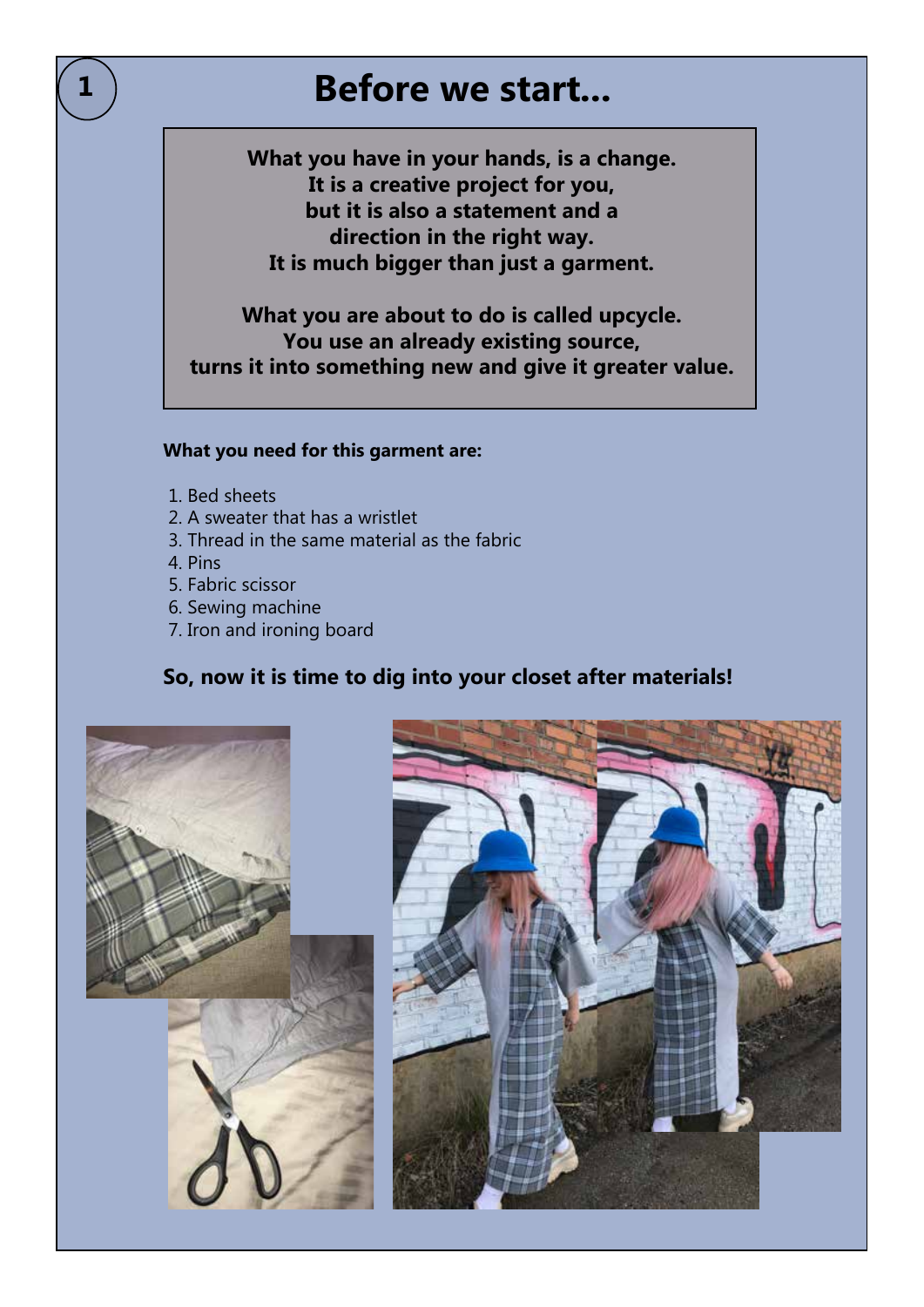# Before we start...

**What you have in your hands, is a change.**
**It is a creative project for you,**
**but it is also a statement and a**
**direction in the right way.**
**It is much bigger than just a garment.**

**What you are about to do is called upcycle.**
**You use an already existing source,**
**turns it into something new and give it greater value.**

**What you need for this garment are:**

1. Bed sheets
2. A sweater that has a wristlet
3. Thread in the same material as the fabric
4. Pins
5. Fabric scissor
6. Sewing machine
7. Iron and ironing board

**So, now it is time to dig into your closet after materials!**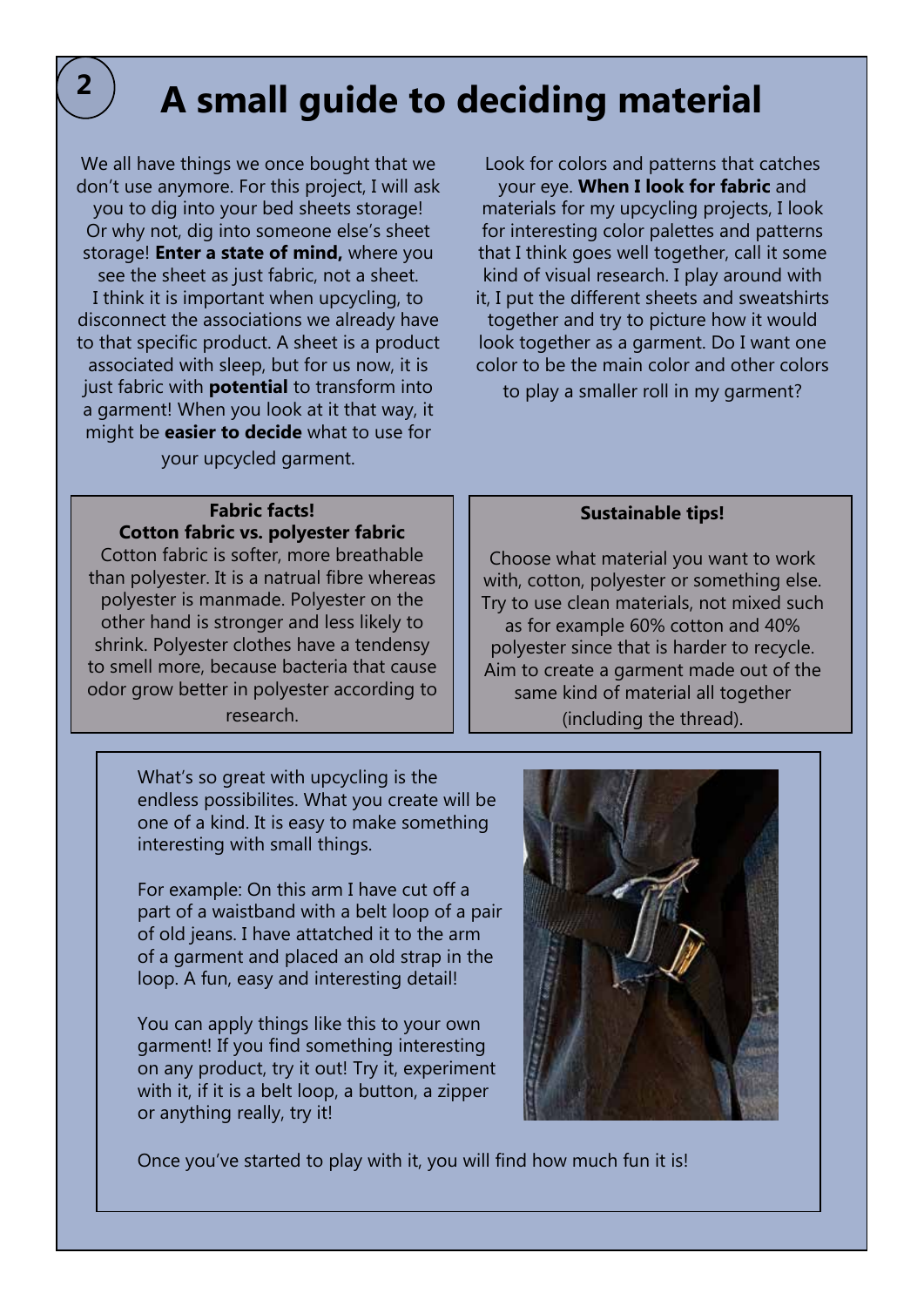# A small guide to deciding material

We all have things we once bought that we don't use anymore. For this project, I will ask you to dig into your bed sheets storage! Or why not, dig into someone else's sheet storage! **Enter a state of mind,** where you see the sheet as just fabric, not a sheet. I think it is important when upcycling, to disconnect the associations we already have to that specific product. A sheet is a product associated with sleep, but for us now, it is just fabric with **potential** to transform into a garment! When you look at it that way, it might be **easier to decide** what to use for your upcycled garment.

Look for colors and patterns that catches your eye. **When I look for fabric** and materials for my upcycling projects, I look for interesting color palettes and patterns that I think goes well together, call it some kind of visual research. I play around with it, I put the different sheets and sweatshirts together and try to picture how it would look together as a garment. Do I want one color to be the main color and other colors to play a smaller roll in my garment?

**Fabric facts!**
**Cotton fabric vs. polyester fabric**

Cotton fabric is softer, more breathable than polyester. It is a natrual fibre whereas polyester is manmade. Polyester on the other hand is stronger and less likely to shrink. Polyester clothes have a tendensy to smell more, because bacteria that cause odor grow better in polyester according to research.

**Sustainable tips!**

Choose what material you want to work with, cotton, polyester or something else. Try to use clean materials, not mixed such as for example 60% cotton and 40% polyester since that is harder to recycle. Aim to create a garment made out of the same kind of material all together (including the thread).

What's so great with upcycling is the endless possibilites. What you create will be one of a kind. It is easy to make something interesting with small things.

For example: On this arm I have cut off a part of a waistband with a belt loop of a pair of old jeans. I have attatched it to the arm of a garment and placed an old strap in the loop. A fun, easy and interesting detail!

You can apply things like this to your own garment! If you find something interesting on any product, try it out! Try it, experiment with it, if it is a belt loop, a button, a zipper or anything really, try it!

Once you've started to play with it, you will find how much fun it is!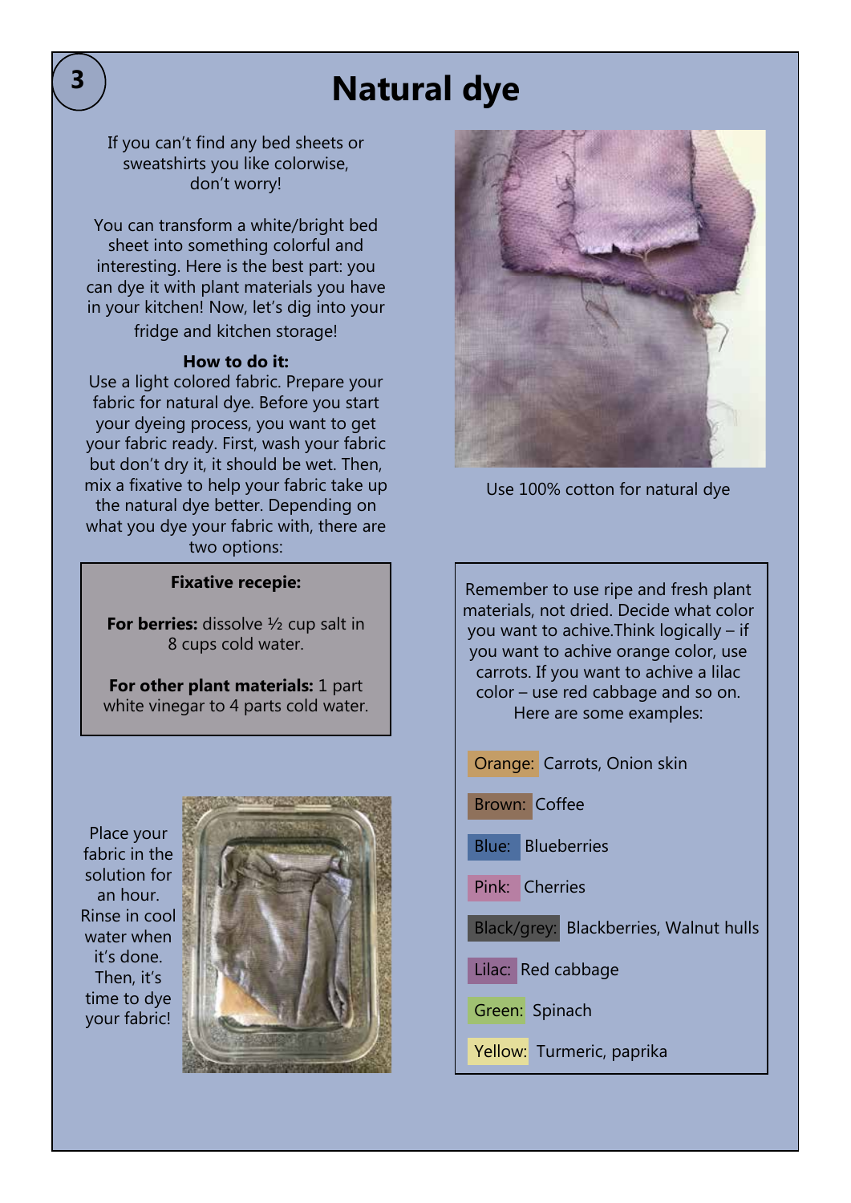# Natural dye

If you can't find any bed sheets or sweatshirts you like colorwise, don't worry!

You can transform a white/bright bed sheet into something colorful and interesting. Here is the best part: you can dye it with plant materials you have in your kitchen! Now, let's dig into your fridge and kitchen storage!

**How to do it:**

Use a light colored fabric. Prepare your fabric for natural dye. Before you start your dyeing process, you want to get your fabric ready. First, wash your fabric but don't dry it, it should be wet. Then, mix a fixative to help your fabric take up the natural dye better. Depending on what you dye your fabric with, there are two options:

**Fixative recepie:**

**For berries:** dissolve ½ cup salt in 8 cups cold water.

**For other plant materials:** 1 part white vinegar to 4 parts cold water.

Place your fabric in the solution for an hour. Rinse in cool water when it's done. Then, it's time to dye your fabric!

Use 100% cotton for natural dye

Remember to use ripe and fresh plant materials, not dried. Decide what color you want to achive.Think logically – if you want to achive orange color, use carrots. If you want to achive a lilac color – use red cabbage and so on. Here are some examples:

- Orange: Carrots, Onion skin
- Brown: Coffee
- Blue: Blueberries
- Pink: Cherries
- Black/grey: Blackberries, Walnut hulls
- Lilac: Red cabbage
- Green: Spinach
- Yellow: Turmeric, paprika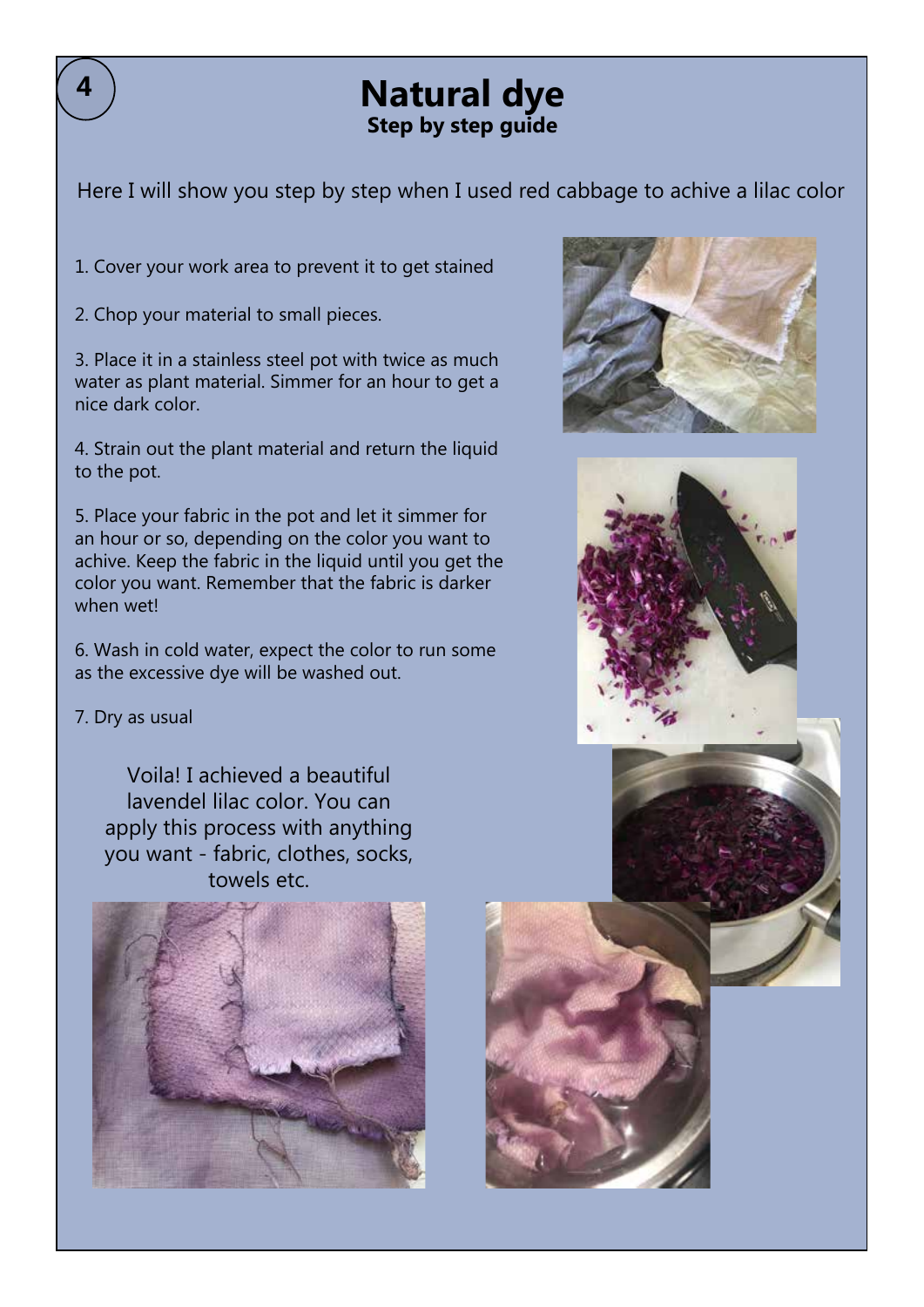# Natural dye

**Step by step guide**

Here I will show you step by step when I used red cabbage to achive a lilac color

1. Cover your work area to prevent it to get stained
2. Chop your material to small pieces.
3. Place it in a stainless steel pot with twice as much water as plant material. Simmer for an hour to get a nice dark color.
4. Strain out the plant material and return the liquid to the pot.
5. Place your fabric in the pot and let it simmer for an hour or so, depending on the color you want to achive. Keep the fabric in the liquid until you get the color you want. Remember that the fabric is darker when wet!
6. Wash in cold water, expect the color to run some as the excessive dye will be washed out.
7. Dry as usual

Voila! I achieved a beautiful lavendel lilac color. You can apply this process with anything you want - fabric, clothes, socks, towels etc.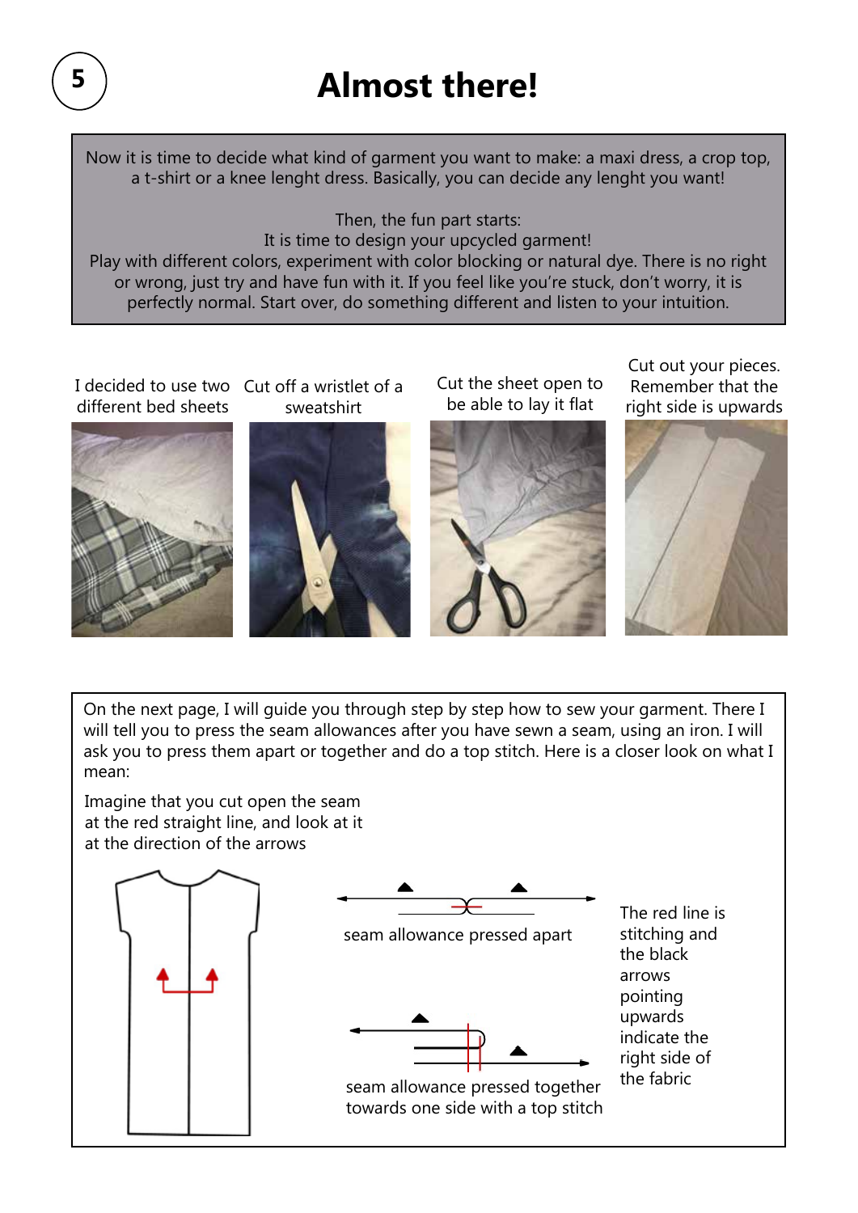# Almost there!

Now it is time to decide what kind of garment you want to make: a maxi dress, a crop top, a t-shirt or a knee lenght dress. Basically, you can decide any lenght you want!

Then, the fun part starts:
It is time to design your upcycled garment!
Play with different colors, experiment with color blocking or natural dye. There is no right or wrong, just try and have fun with it. If you feel like you're stuck, don't worry, it is perfectly normal. Start over, do something different and listen to your intuition.

I decided to use two different bed sheets

Cut off a wristlet of a sweatshirt

Cut the sheet open to be able to lay it flat

Cut out your pieces. Remember that the right side is upwards

On the next page, I will guide you through step by step how to sew your garment. There I will tell you to press the seam allowances after you have sewn a seam, using an iron. I will ask you to press them apart or together and do a top stitch. Here is a closer look on what I mean:

Imagine that you cut open the seam at the red straight line, and look at it at the direction of the arrows

seam allowance pressed apart

seam allowance pressed together towards one side with a top stitch

The red line is stitching and the black arrows pointing upwards indicate the right side of the fabric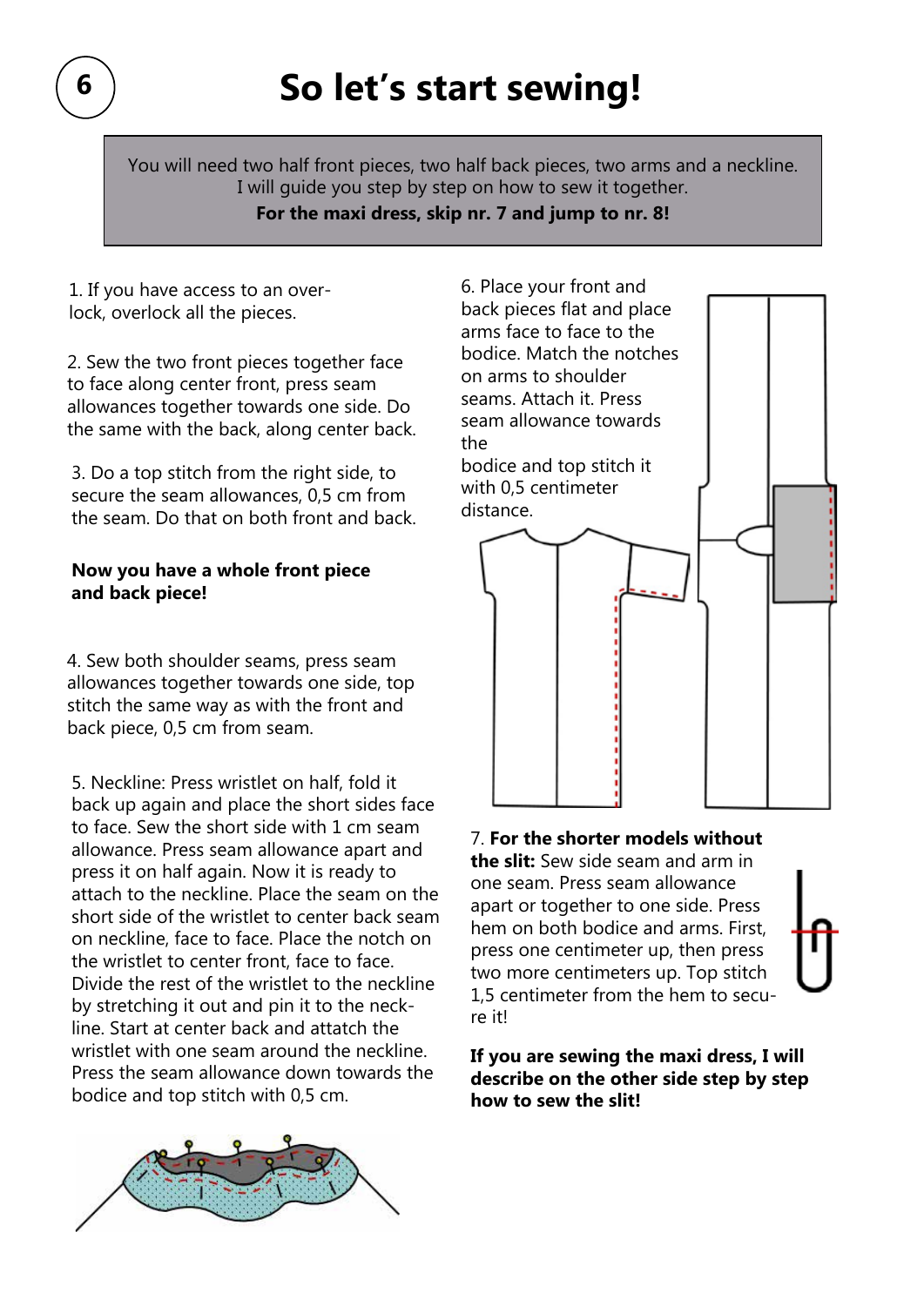# So let's start sewing!

You will need two half front pieces, two half back pieces, two arms and a neckline. I will guide you step by step on how to sew it together.
**For the maxi dress, skip nr. 7 and jump to nr. 8!**

1. If you have access to an overlock, overlock all the pieces.

2. Sew the two front pieces together face to face along center front, press seam allowances together towards one side. Do the same with the back, along center back.

3. Do a top stitch from the right side, to secure the seam allowances, 0,5 cm from the seam. Do that on both front and back.

**Now you have a whole front piece and back piece!**

4. Sew both shoulder seams, press seam allowances together towards one side, top stitch the same way as with the front and back piece, 0,5 cm from seam.

5. Neckline: Press wristlet on half, fold it back up again and place the short sides face to face. Sew the short side with 1 cm seam allowance. Press seam allowance apart and press it on half again. Now it is ready to attach to the neckline. Place the seam on the short side of the wristlet to center back seam on neckline, face to face. Place the notch on the wristlet to center front, face to face. Divide the rest of the wristlet to the neckline by stretching it out and pin it to the neckline. Start at center back and attatch the wristlet with one seam around the neckline. Press the seam allowance down towards the bodice and top stitch with 0,5 cm.

6. Place your front and back pieces flat and place arms face to face to the bodice. Match the notches on arms to shoulder seams. Attach it. Press seam allowance towards the bodice and top stitch it with 0,5 centimeter distance.

7. **For the shorter models without the slit:** Sew side seam and arm in one seam. Press seam allowance apart or together to one side. Press hem on both bodice and arms. First, press one centimeter up, then press two more centimeters up. Top stitch 1,5 centimeter from the hem to secure it!

**If you are sewing the maxi dress, I will describe on the other side step by step how to sew the slit!**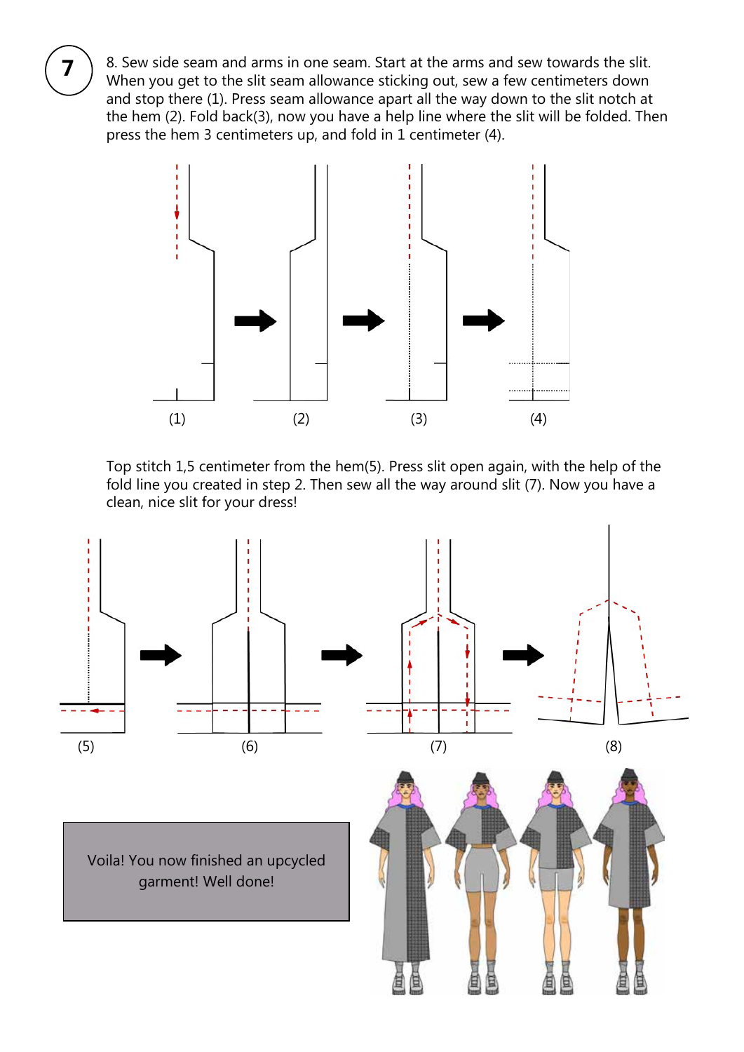**7**

8. Sew side seam and arms in one seam. Start at the arms and sew towards the slit. When you get to the slit seam allowance sticking out, sew a few centimeters down and stop there (1). Press seam allowance apart all the way down to the slit notch at the hem (2). Fold back(3), now you have a help line where the slit will be folded. Then press the hem 3 centimeters up, and fold in 1 centimeter (4).

(1) (2) (3) (4)

Top stitch 1,5 centimeter from the hem(5). Press slit open again, with the help of the fold line you created in step 2. Then sew all the way around slit (7). Now you have a clean, nice slit for your dress!

(5) (6) (7) (8)

Voila! You now finished an upcycled garment! Well done!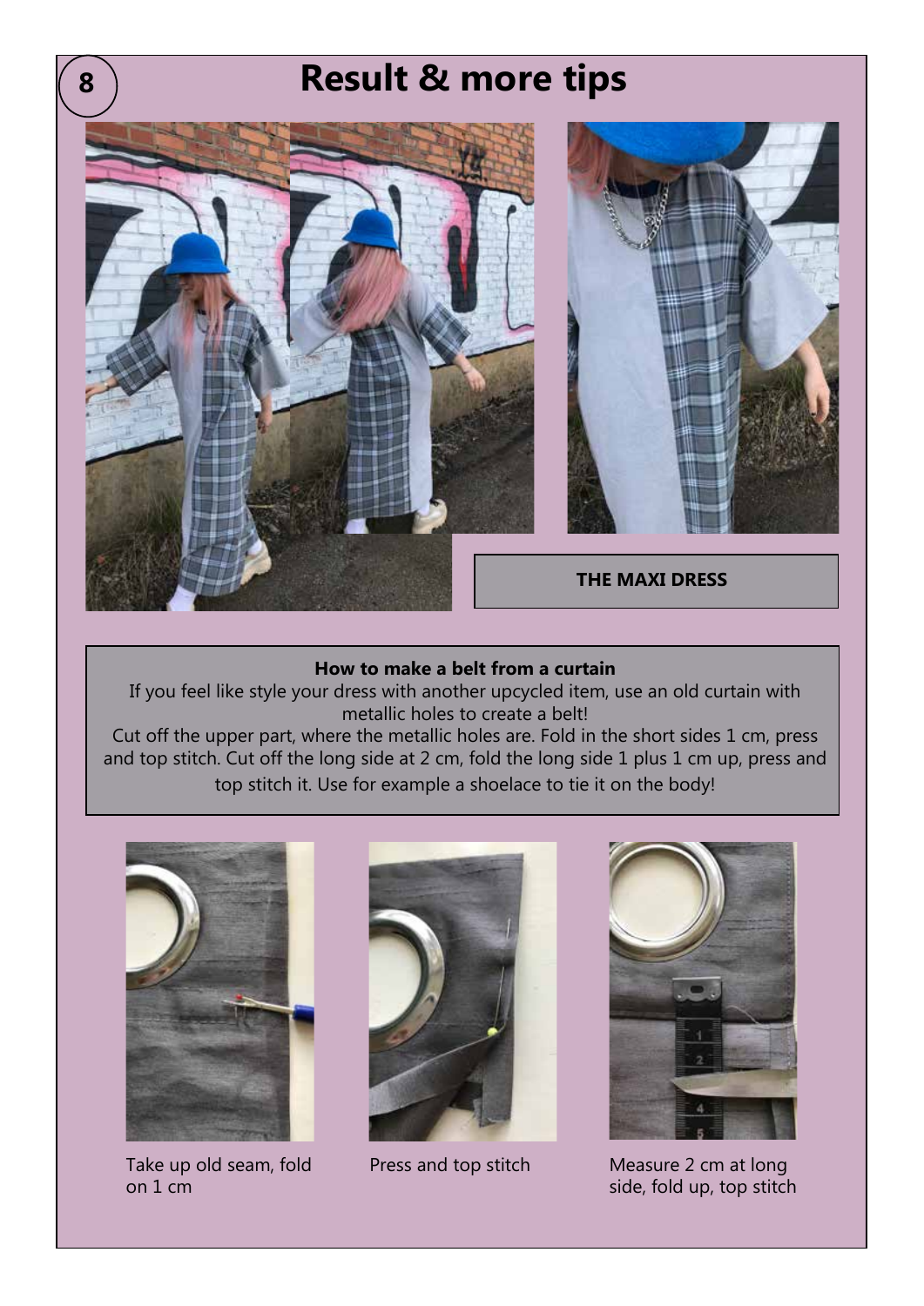# Result & more tips

**THE MAXI DRESS**

**How to make a belt from a curtain**

If you feel like style your dress with another upcycled item, use an old curtain with metallic holes to create a belt!

Cut off the upper part, where the metallic holes are. Fold in the short sides 1 cm, press and top stitch. Cut off the long side at 2 cm, fold the long side 1 plus 1 cm up, press and top stitch it. Use for example a shoelace to tie it on the body!

Take up old seam, fold on 1 cm

Press and top stitch

Measure 2 cm at long side, fold up, top stitch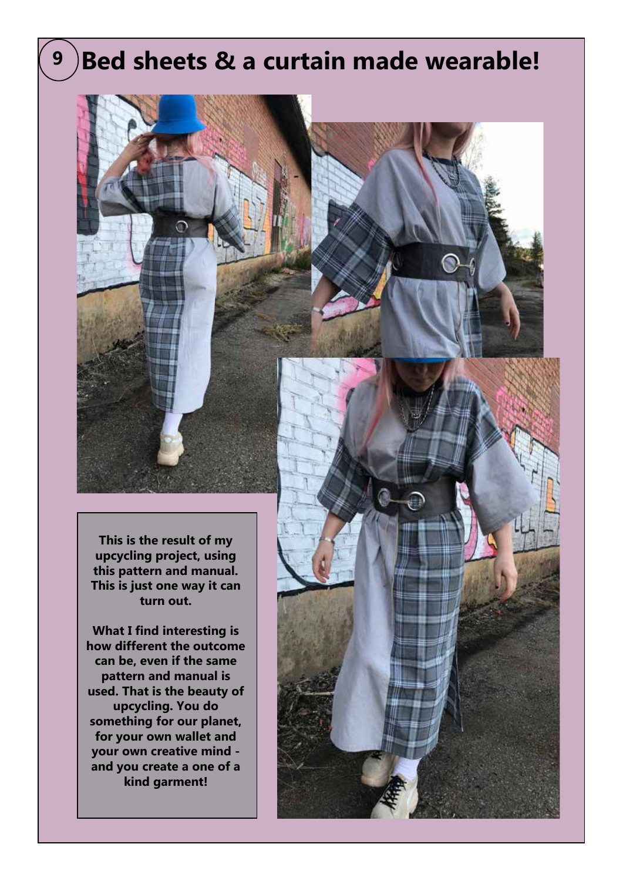# 9 Bed sheets & a curtain made wearable!

**This is the result of my upcycling project, using this pattern and manual. This is just one way it can turn out.**

**What I find interesting is how different the outcome can be, even if the same pattern and manual is used. That is the beauty of upcycling. You do something for our planet, for your own wallet and your own creative mind - and you create a one of a kind garment!**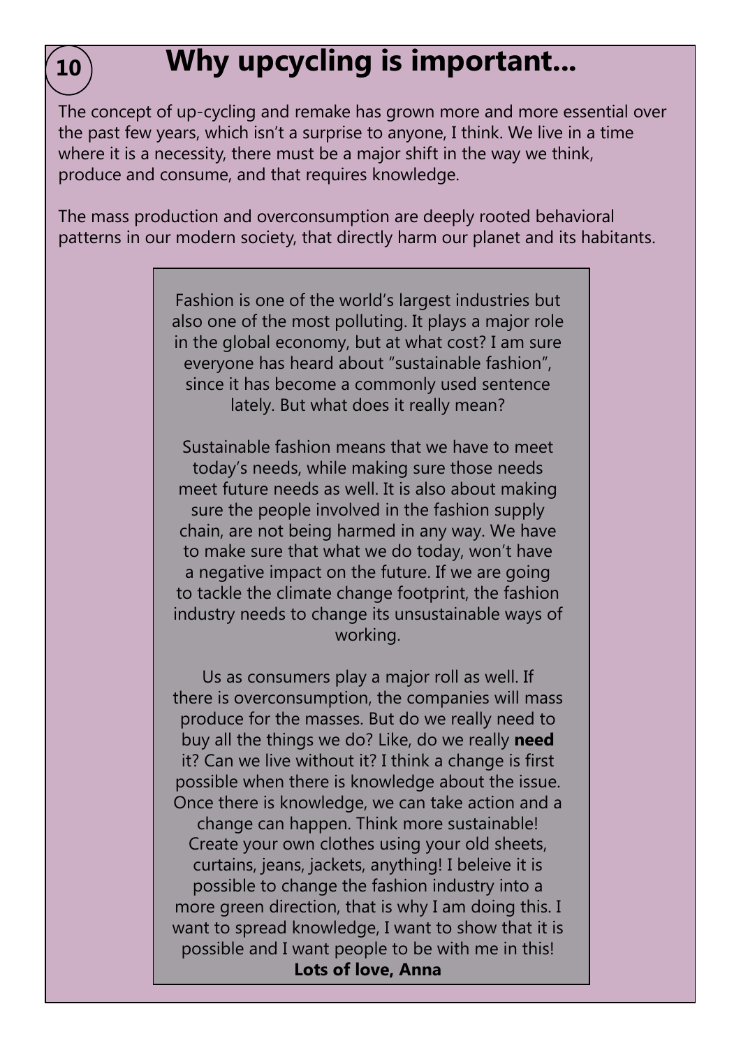# Why upcycling is important...

The concept of up-cycling and remake has grown more and more essential over the past few years, which isn't a surprise to anyone, I think. We live in a time where it is a necessity, there must be a major shift in the way we think, produce and consume, and that requires knowledge.

The mass production and overconsumption are deeply rooted behavioral patterns in our modern society, that directly harm our planet and its habitants.

Fashion is one of the world's largest industries but also one of the most polluting. It plays a major role in the global economy, but at what cost? I am sure everyone has heard about "sustainable fashion", since it has become a commonly used sentence lately. But what does it really mean?

Sustainable fashion means that we have to meet today's needs, while making sure those needs meet future needs as well. It is also about making sure the people involved in the fashion supply chain, are not being harmed in any way. We have to make sure that what we do today, won't have a negative impact on the future. If we are going to tackle the climate change footprint, the fashion industry needs to change its unsustainable ways of working.

Us as consumers play a major roll as well. If there is overconsumption, the companies will mass produce for the masses. But do we really need to buy all the things we do? Like, do we really **need** it? Can we live without it? I think a change is first possible when there is knowledge about the issue. Once there is knowledge, we can take action and a change can happen. Think more sustainable! Create your own clothes using your old sheets, curtains, jeans, jackets, anything! I beleive it is possible to change the fashion industry into a more green direction, that is why I am doing this. I want to spread knowledge, I want to show that it is possible and I want people to be with me in this!

**Lots of love, Anna**